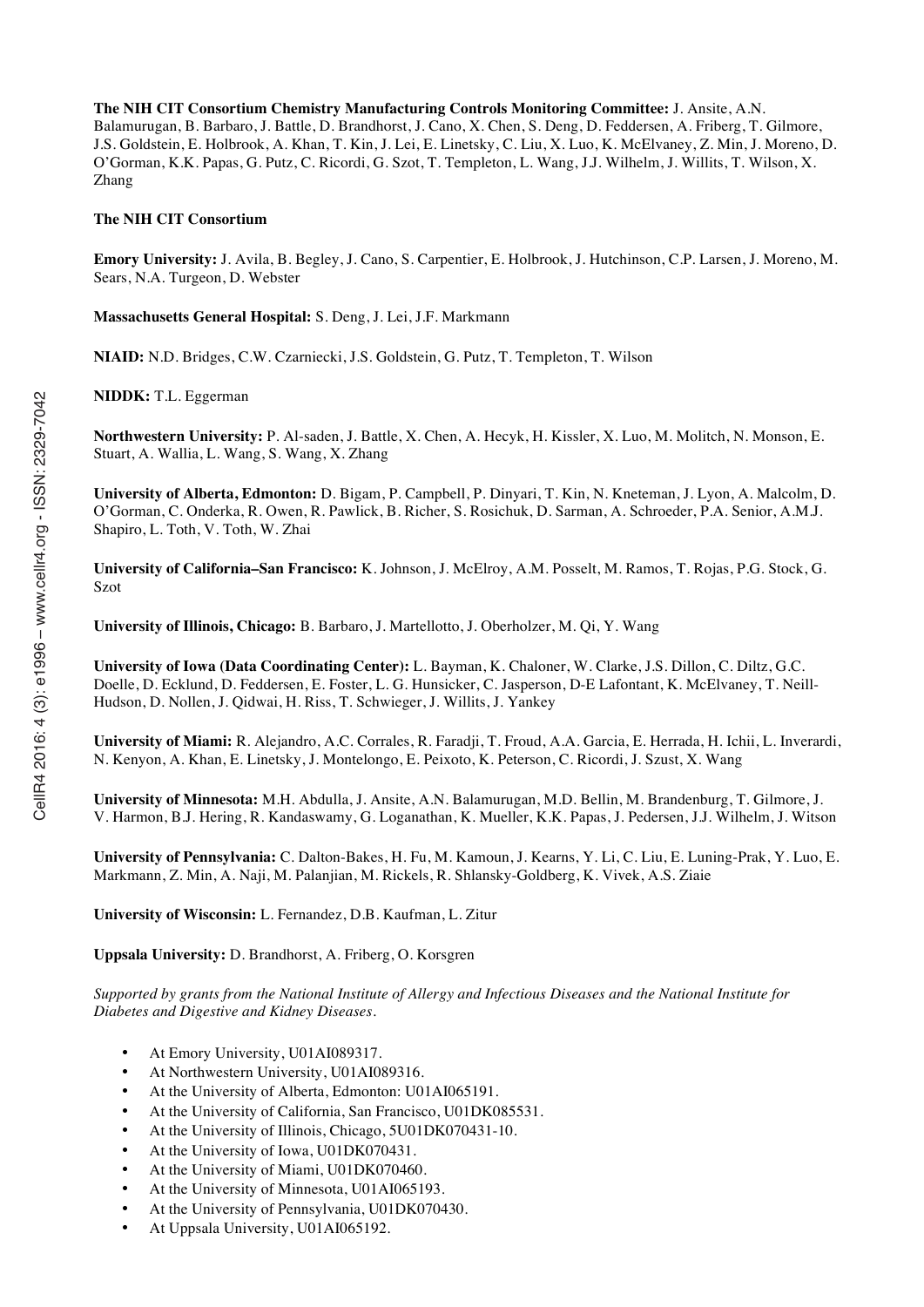**The NIH CIT Consortium Chemistry Manufacturing Controls Monitoring Committee:** J. Ansite, A.N. Balamurugan, B. Barbaro, J. Battle, D. Brandhorst, J. Cano, X. Chen, S. Deng, D. Feddersen, A. Friberg, T. Gilmore, J.S. Goldstein, E. Holbrook, A. Khan, T. Kin, J. Lei, E. Linetsky, C. Liu, X. Luo, K. McElvaney, Z. Min, J. Moreno, D. O'Gorman, K.K. Papas, G. Putz, C. Ricordi, G. Szot, T. Templeton, L. Wang, J.J. Wilhelm, J. Willits, T. Wilson, X. Zhang

**The NIH CIT Consortium**

**Emory University:** J. Avila, B. Begley, J. Cano, S. Carpentier, E. Holbrook, J. Hutchinson, C.P. Larsen, J. Moreno, M. Sears, N.A. Turgeon, D. Webster

**Massachusetts General Hospital:** S. Deng, J. Lei, J.F. Markmann

**NIAID:** N.D. Bridges, C.W. Czarniecki, J.S. Goldstein, G. Putz, T. Templeton, T. Wilson

**NIDDK:** T.L. Eggerman

**Northwestern University:** P. Al-saden, J. Battle, X. Chen, A. Hecyk, H. Kissler, X. Luo, M. Molitch, N. Monson, E. Stuart, A. Wallia, L. Wang, S. Wang, X. Zhang

**University of Alberta, Edmonton:** D. Bigam, P. Campbell, P. Dinyari, T. Kin, N. Kneteman, J. Lyon, A. Malcolm, D. O'Gorman, C. Onderka, R. Owen, R. Pawlick, B. Richer, S. Rosichuk, D. Sarman, A. Schroeder, P.A. Senior, A.M.J. Shapiro, L. Toth, V. Toth, W. Zhai

**University of California–San Francisco:** K. Johnson, J. McElroy, A.M. Posselt, M. Ramos, T. Rojas, P.G. Stock, G. Szot

**University of Illinois, Chicago:** B. Barbaro, J. Martellotto, J. Oberholzer, M. Qi, Y. Wang

**University of Iowa (Data Coordinating Center):** L. Bayman, K. Chaloner, W. Clarke, J.S. Dillon, C. Diltz, G.C. Doelle, D. Ecklund, D. Feddersen, E. Foster, L. G. Hunsicker, C. Jasperson, D-E Lafontant, K. McElvaney, T. Neill-Hudson, D. Nollen, J. Qidwai, H. Riss, T. Schwieger, J. Willits, J. Yankey

**University of Miami:** R. Alejandro, A.C. Corrales, R. Faradji, T. Froud, A.A. Garcia, E. Herrada, H. Ichii, L. Inverardi, N. Kenyon, A. Khan, E. Linetsky, J. Montelongo, E. Peixoto, K. Peterson, C. Ricordi, J. Szust, X. Wang

**University of Minnesota:** M.H. Abdulla, J. Ansite, A.N. Balamurugan, M.D. Bellin, M. Brandenburg, T. Gilmore, J. V. Harmon, B.J. Hering, R. Kandaswamy, G. Loganathan, K. Mueller, K.K. Papas, J. Pedersen, J.J. Wilhelm, J. Witson

**University of Pennsylvania:** C. Dalton-Bakes, H. Fu, M. Kamoun, J. Kearns, Y. Li, C. Liu, E. Luning-Prak, Y. Luo, E. Markmann, Z. Min, A. Naji, M. Palanjian, M. Rickels, R. Shlansky-Goldberg, K. Vivek, A.S. Ziaie

**University of Wisconsin:** L. Fernandez, D.B. Kaufman, L. Zitur

**Uppsala University:** D. Brandhorst, A. Friberg, O. Korsgren

*Supported by grants from the National Institute of Allergy and Infectious Diseases and the National Institute for Diabetes and Digestive and Kidney Diseases.*

- At Emory University, U01AI089317.
- At Northwestern University, U01AI089316.
- At the University of Alberta, Edmonton: U01AI065191.
- At the University of California, San Francisco, U01DK085531.
- At the University of Illinois, Chicago, 5U01DK070431-10.
- At the University of Iowa, U01DK070431.
- At the University of Miami, U01DK070460.
- At the University of Minnesota, U01AI065193.
- At the University of Pennsylvania, U01DK070430.
- At Uppsala University, U01AI065192.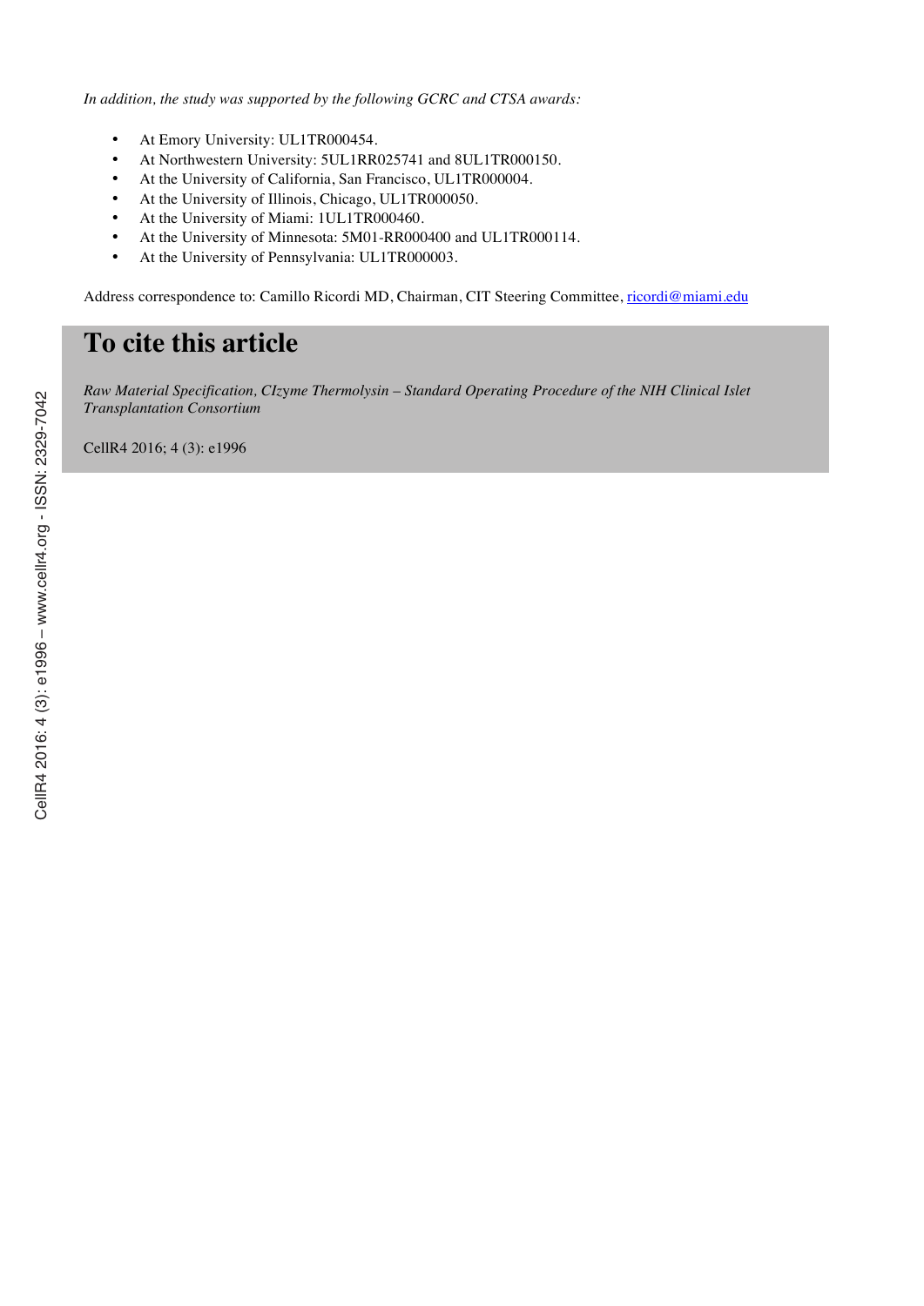*In addition, the study was supported by the following GCRC and CTSA awards:*

- At Emory University: UL1TR000454.
- At Northwestern University: 5UL1RR025741 and 8UL1TR000150.
- At the University of California, San Francisco, UL1TR000004.
- At the University of Illinois, Chicago, UL1TR000050.
- At the University of Miami: 1UL1TR000460.
- At the University of Minnesota: 5M01-RR000400 and UL1TR000114.
- At the University of Pennsylvania: UL1TR000003.

Address correspondence to: Camillo Ricordi MD, Chairman, CIT Steering Committee, ricordi@miami.edu

# To cite this article

*Raw Material Specification, CIzyme Thermolysin – Standard Operating Procedure of the NIH Clinical Islet Transplantation Consortium*

CellR4 2016; 4 (3): e1996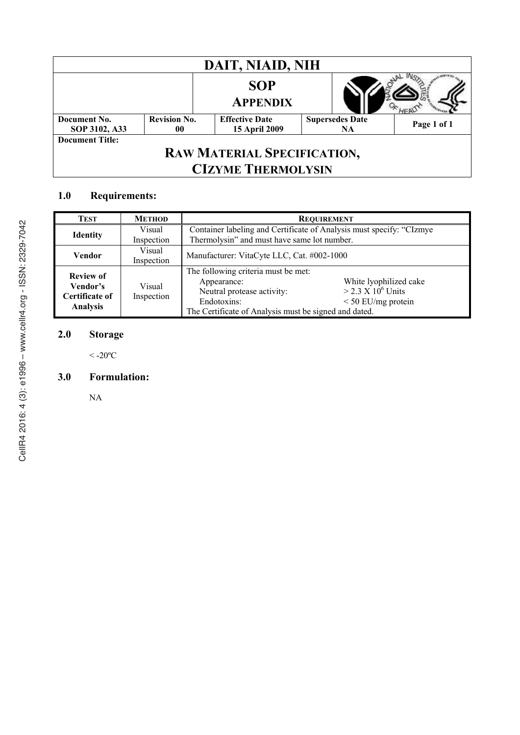| DAIT, NIAID, NIH | | | | |
|---|---|---|---|---|
| | | **SOP**<br>**APPENDIX** | | |
| **Document No.**<br>**SOP 3102, A33** | **Revision No.**<br>**00** | **Effective Date**<br>**15 April 2009** | **Supersedes Date**<br>**NA** | **Page 1 of 1** |
| **Document Title:**<br>**RAW MATERIAL SPECIFICATION, CIZYME THERMOLYSIN** | | | | |

## 1.0 Requirements:

| TEST | METHOD | REQUIREMENT |
|---|---|---|
| **Identity** | Visual Inspection | Container labeling and Certificate of Analysis must specify: "CIzmye Thermolysin" and must have same lot number. |
| **Vendor** | Visual Inspection | Manufacturer: VitaCyte LLC, Cat. #002-1000 |
| **Review of Vendor's Certificate of Analysis** | Visual Inspection | The following criteria must be met:<br>Appearance: White lyophilized cake<br>Neutral protease activity: $> 2.3 \text{ X } 10^6$ Units<br>Endotoxins: < 50 EU/mg protein<br>The Certificate of Analysis must be signed and dated. |

## 2.0 Storage

< -20ºC

## 3.0 Formulation:

NA